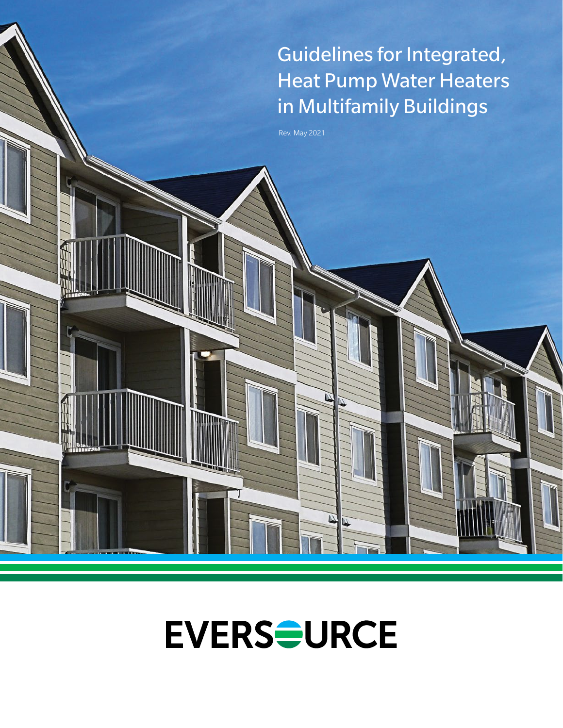# Guidelines for Integrated, Heat Pump Water Heaters in Multifamily Buildings

Rev. May 2021

EVERSOURCE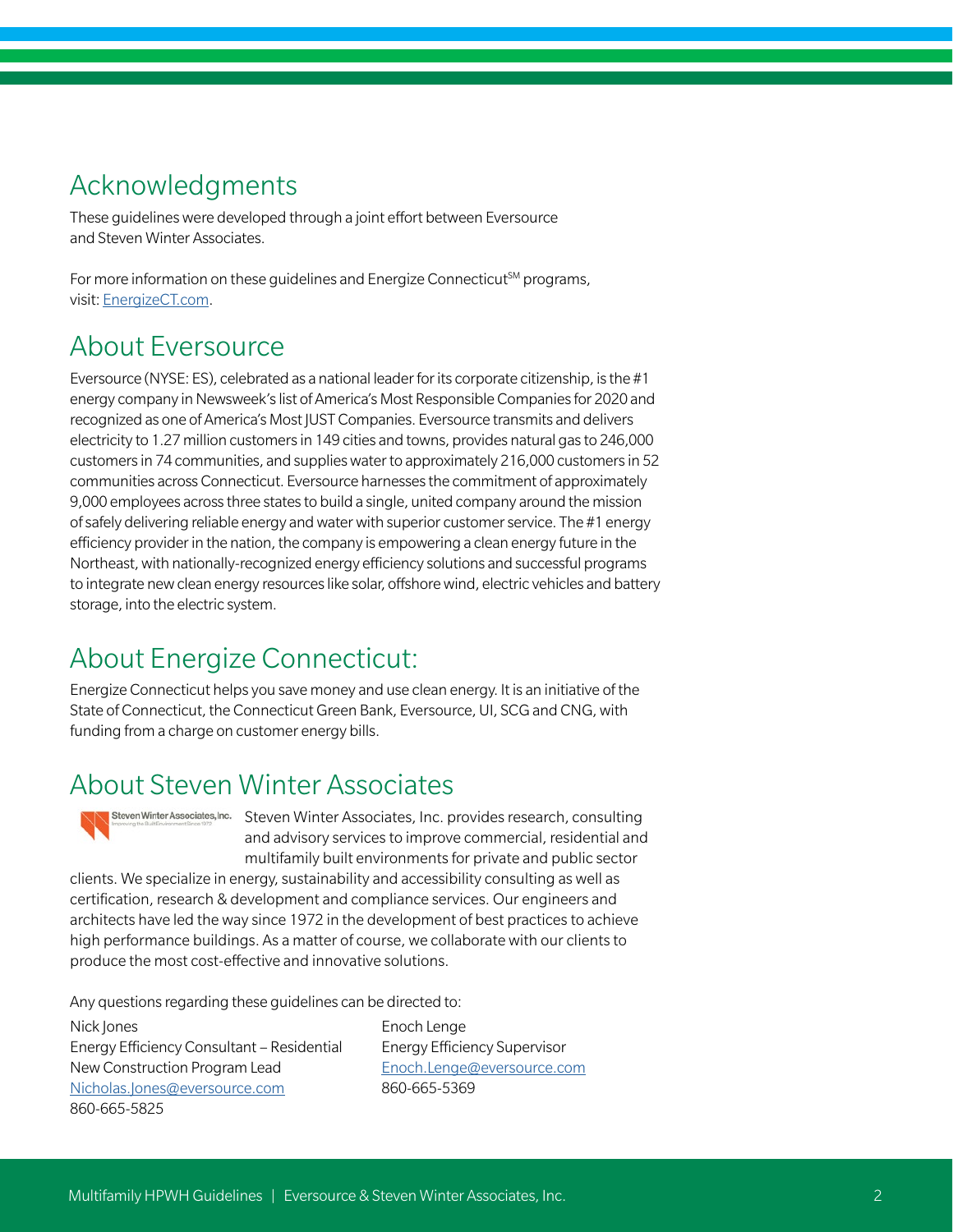## Acknowledgments

These guidelines were developed through a joint effort between Eversource and Steven Winter Associates.

For more information on these guidelines and Energize Connecticut[SM] programs, visit: [EnergizeCT.com](EnergizeCT.com).

## About Eversource

Eversource (NYSE: ES), celebrated as a national leader for its corporate citizenship, is the #1 energy company in Newsweek's list of America's Most Responsible Companies for 2020 and recognized as one of America's Most JUST Companies. Eversource transmits and delivers electricity to 1.27 million customers in 149 cities and towns, provides natural gas to 246,000 customers in 74 communities, and supplies water to approximately 216,000 customers in 52 communities across Connecticut. Eversource harnesses the commitment of approximately 9,000 employees across three states to build a single, united company around the mission of safely delivering reliable energy and water with superior customer service. The #1 energy efficiency provider in the nation, the company is empowering a clean energy future in the Northeast, with nationally-recognized energy efficiency solutions and successful programs to integrate new clean energy resources like solar, offshore wind, electric vehicles and battery storage, into the electric system.

## About Energize Connecticut:

Energize Connecticut helps you save money and use clean energy. It is an initiative of the State of Connecticut, the Connecticut Green Bank, Eversource, UI, SCG and CNG, with funding from a charge on customer energy bills.

## About Steven Winter Associates

Steven Winter Associates, Inc. provides research, consulting and advisory services to improve commercial, residential and multifamily built environments for private and public sector clients. We specialize in energy, sustainability and accessibility consulting as well as certification, research & development and compliance services. Our engineers and architects have led the way since 1972 in the development of best practices to achieve high performance buildings. As a matter of course, we collaborate with our clients to produce the most cost-effective and innovative solutions.

Any questions regarding these guidelines can be directed to:

Nick Jones
Energy Efficiency Consultant – Residential New Construction Program Lead
Nicholas.Jones@eversource.com
860-665-5825

Enoch Lenge
Energy Efficiency Supervisor
Enoch.Lenge@eversource.com
860-665-5369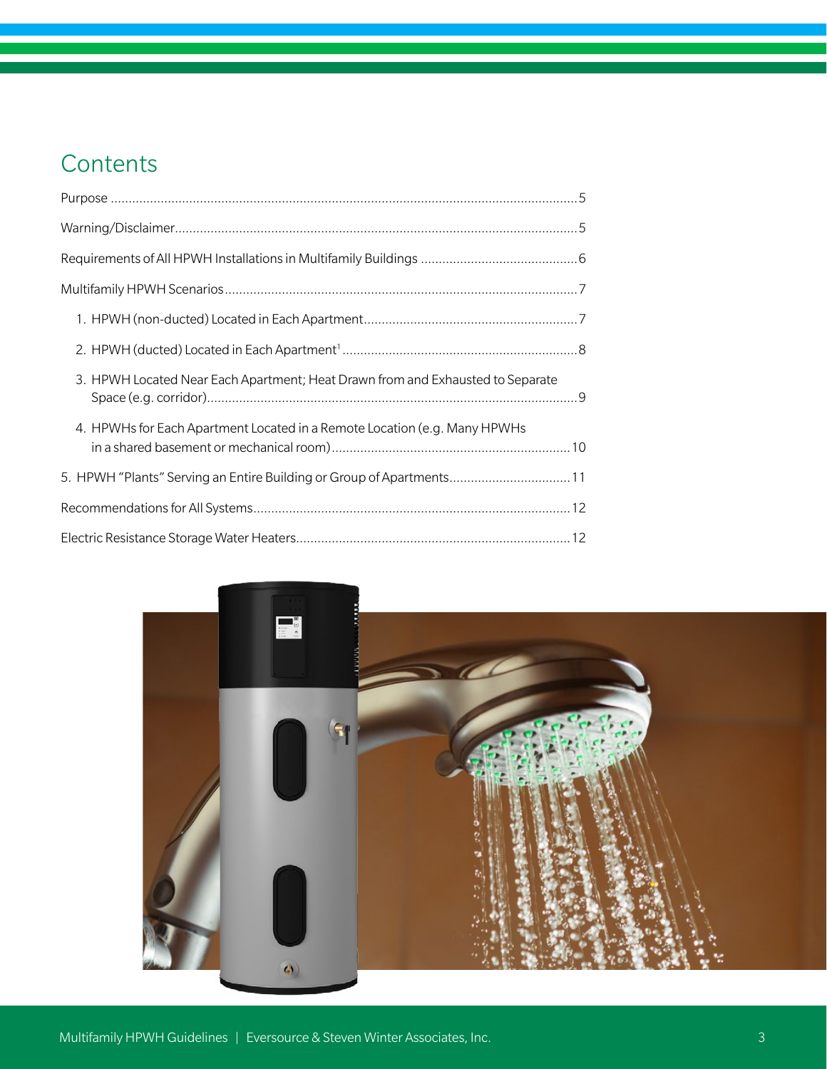## Contents

- Purpose .......... 5
- Warning/Disclaimer .......... 5
- Requirements of All HPWH Installations in Multifamily Buildings .......... 6
- Multifamily HPWH Scenarios .......... 7
  1. HPWH (non-ducted) Located in Each Apartment .......... 7
  2. HPWH (ducted) Located in Each Apartment[1] .......... 8
  3. HPWH Located Near Each Apartment; Heat Drawn from and Exhausted to Separate Space (e.g. corridor) .......... 9
  4. HPWHs for Each Apartment Located in a Remote Location (e.g. Many HPWHs in a shared basement or mechanical room) .......... 10
- 5. HPWH "Plants" Serving an Entire Building or Group of Apartments .......... 11
- Recommendations for All Systems .......... 12
- Electric Resistance Storage Water Heaters .......... 12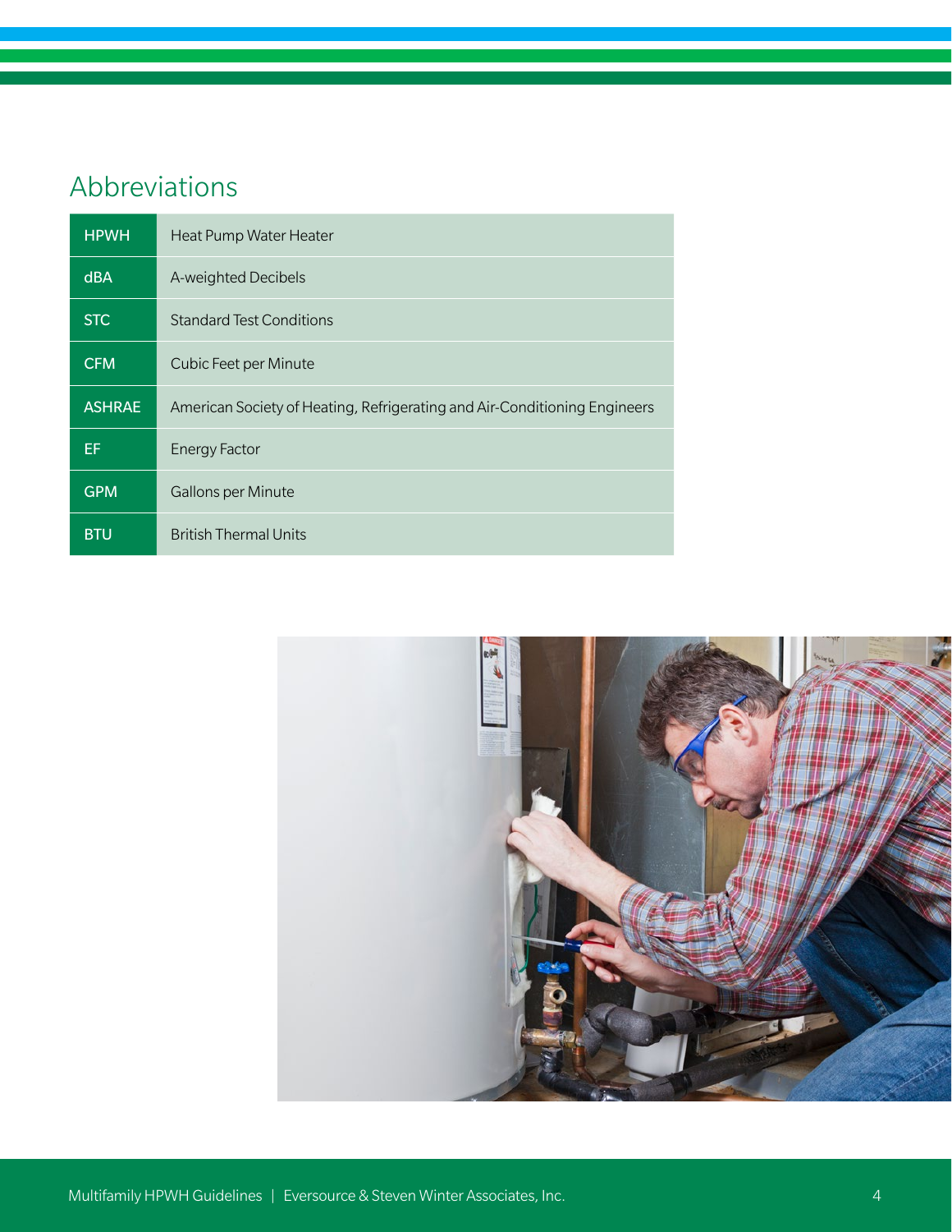## Abbreviations

| | |
|---|---|
| HPWH | Heat Pump Water Heater |
| dBA | A-weighted Decibels |
| STC | Standard Test Conditions |
| CFM | Cubic Feet per Minute |
| ASHRAE | American Society of Heating, Refrigerating and Air-Conditioning Engineers |
| EF | Energy Factor |
| GPM | Gallons per Minute |
| BTU | British Thermal Units |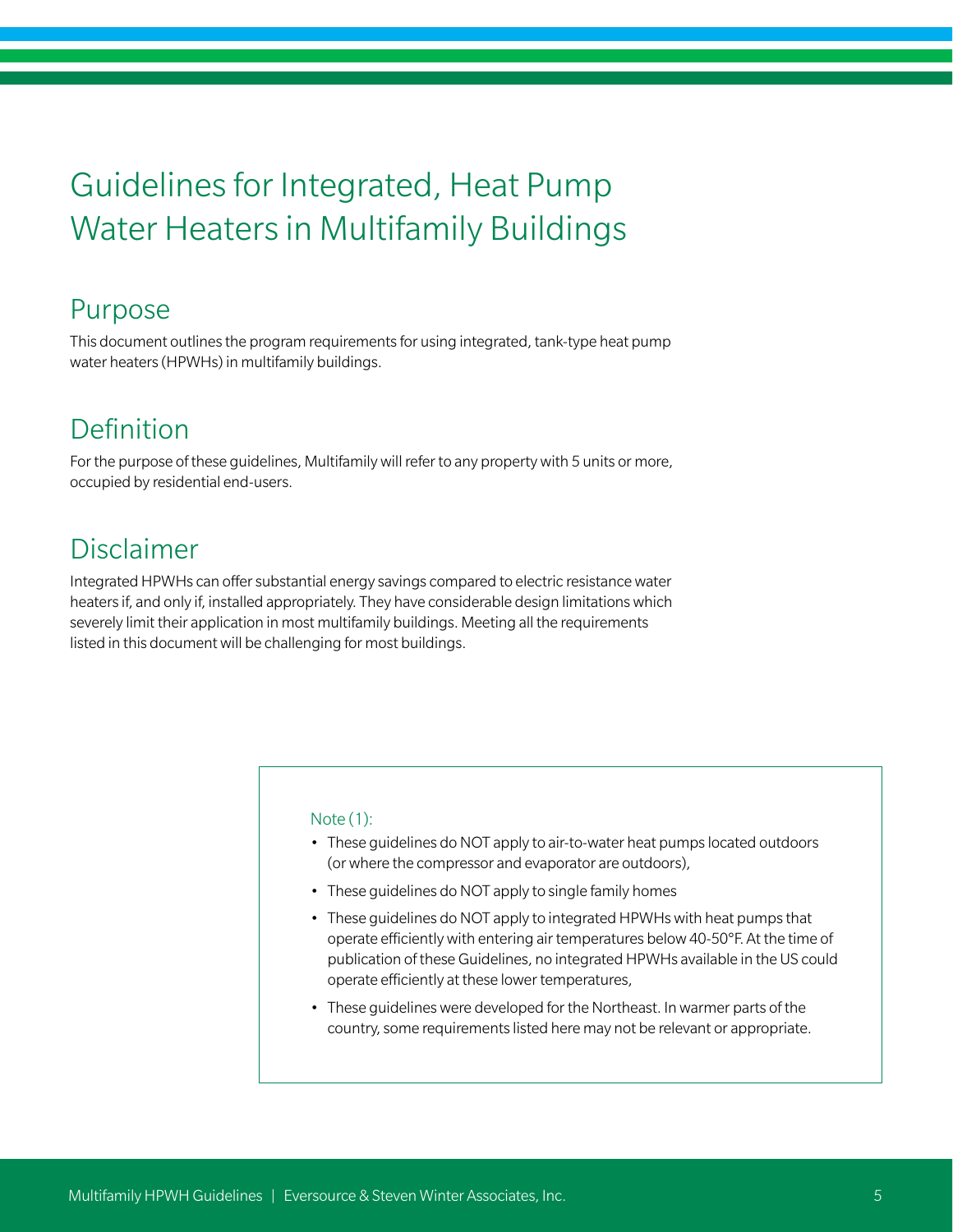# Guidelines for Integrated, Heat Pump Water Heaters in Multifamily Buildings

## Purpose

This document outlines the program requirements for using integrated, tank-type heat pump water heaters (HPWHs) in multifamily buildings.

## Definition

For the purpose of these guidelines, Multifamily will refer to any property with 5 units or more, occupied by residential end-users.

## Disclaimer

Integrated HPWHs can offer substantial energy savings compared to electric resistance water heaters if, and only if, installed appropriately. They have considerable design limitations which severely limit their application in most multifamily buildings. Meeting all the requirements listed in this document will be challenging for most buildings.

Note (1):

- These guidelines do NOT apply to air-to-water heat pumps located outdoors (or where the compressor and evaporator are outdoors),
- These guidelines do NOT apply to single family homes
- These guidelines do NOT apply to integrated HPWHs with heat pumps that operate efficiently with entering air temperatures below 40-50°F. At the time of publication of these Guidelines, no integrated HPWHs available in the US could operate efficiently at these lower temperatures,
- These guidelines were developed for the Northeast. In warmer parts of the country, some requirements listed here may not be relevant or appropriate.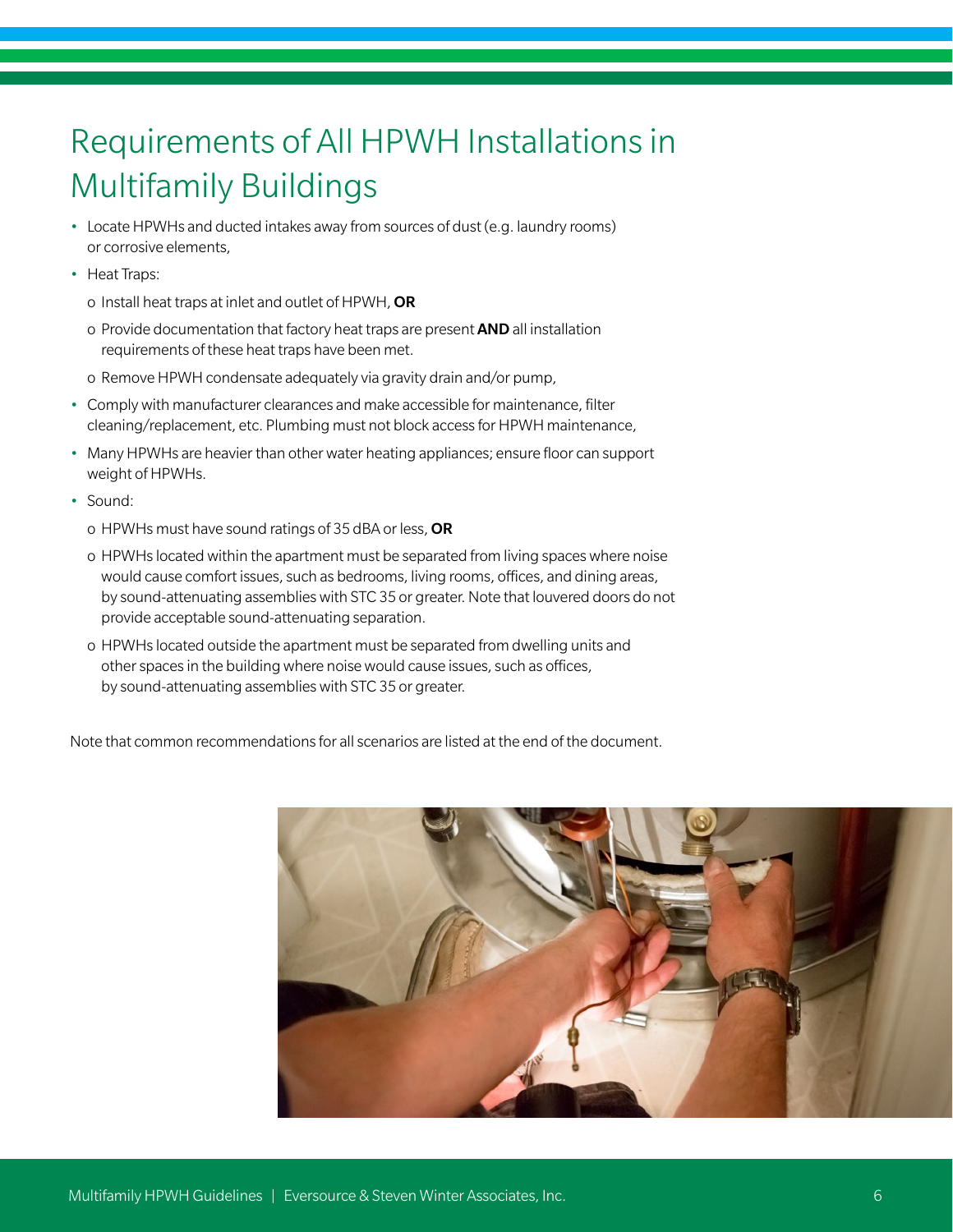# Requirements of All HPWH Installations in Multifamily Buildings

- Locate HPWHs and ducted intakes away from sources of dust (e.g. laundry rooms) or corrosive elements,
- Heat Traps:
  - Install heat traps at inlet and outlet of HPWH, **OR**
  - Provide documentation that factory heat traps are present **AND** all installation requirements of these heat traps have been met.
  - Remove HPWH condensate adequately via gravity drain and/or pump,
- Comply with manufacturer clearances and make accessible for maintenance, filter cleaning/replacement, etc. Plumbing must not block access for HPWH maintenance,
- Many HPWHs are heavier than other water heating appliances; ensure floor can support weight of HPWHs.
- Sound:
  - HPWHs must have sound ratings of 35 dBA or less, **OR**
  - HPWHs located within the apartment must be separated from living spaces where noise would cause comfort issues, such as bedrooms, living rooms, offices, and dining areas, by sound-attenuating assemblies with STC 35 or greater. Note that louvered doors do not provide acceptable sound-attenuating separation.
  - HPWHs located outside the apartment must be separated from dwelling units and other spaces in the building where noise would cause issues, such as offices, by sound-attenuating assemblies with STC 35 or greater.

Note that common recommendations for all scenarios are listed at the end of the document.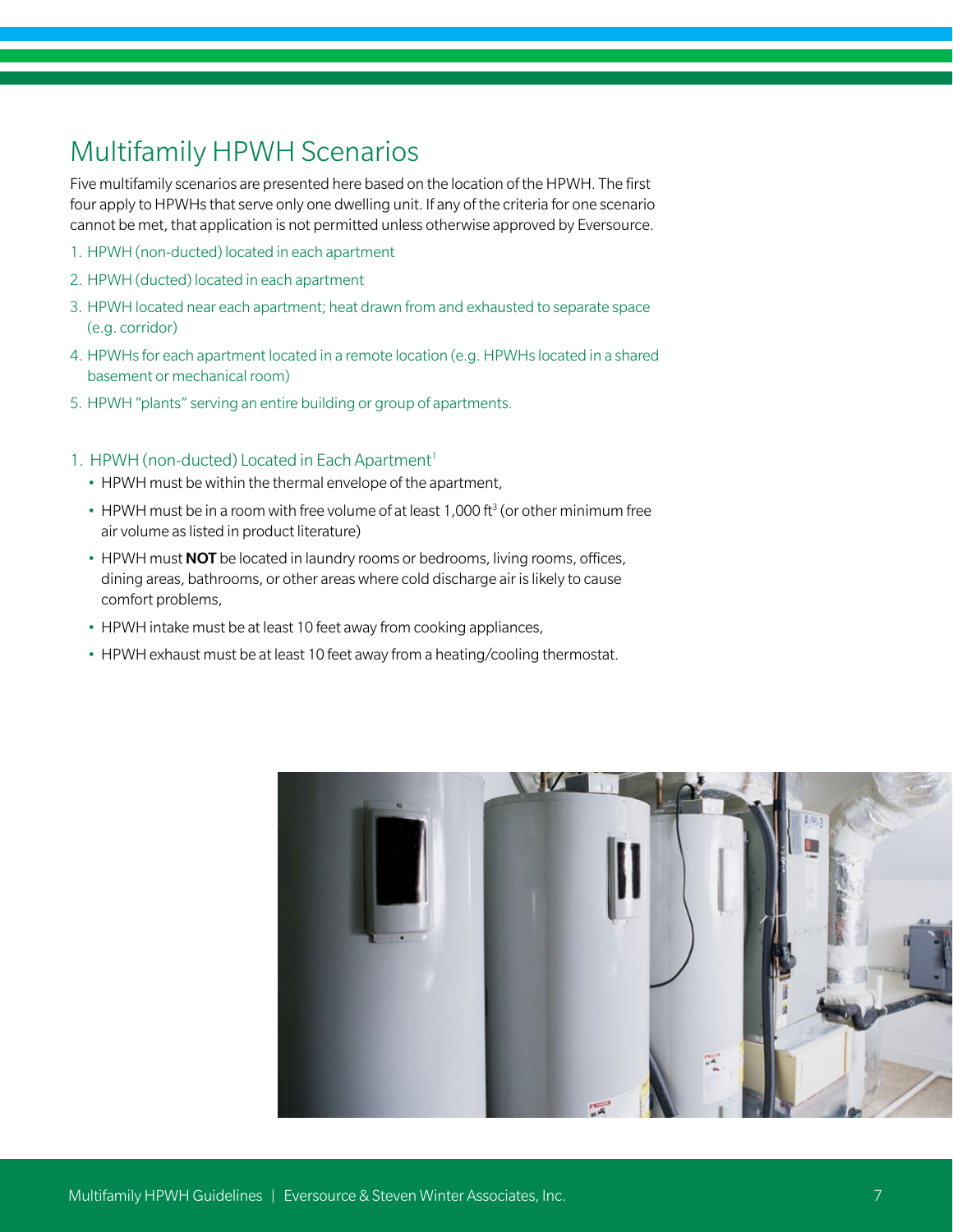## Multifamily HPWH Scenarios

Five multifamily scenarios are presented here based on the location of the HPWH. The first four apply to HPWHs that serve only one dwelling unit. If any of the criteria for one scenario cannot be met, that application is not permitted unless otherwise approved by Eversource.

1. HPWH (non-ducted) located in each apartment
2. HPWH (ducted) located in each apartment
3. HPWH located near each apartment; heat drawn from and exhausted to separate space (e.g. corridor)
4. HPWHs for each apartment located in a remote location (e.g. HPWHs located in a shared basement or mechanical room)
5. HPWH "plants" serving an entire building or group of apartments.

### 1. HPWH (non-ducted) Located in Each Apartment[1]

- HPWH must be within the thermal envelope of the apartment,
- HPWH must be in a room with free volume of at least 1,000 $ft^3$ (or other minimum free air volume as listed in product literature)
- HPWH must **NOT** be located in laundry rooms or bedrooms, living rooms, offices, dining areas, bathrooms, or other areas where cold discharge air is likely to cause comfort problems,
- HPWH intake must be at least 10 feet away from cooking appliances,
- HPWH exhaust must be at least 10 feet away from a heating/cooling thermostat.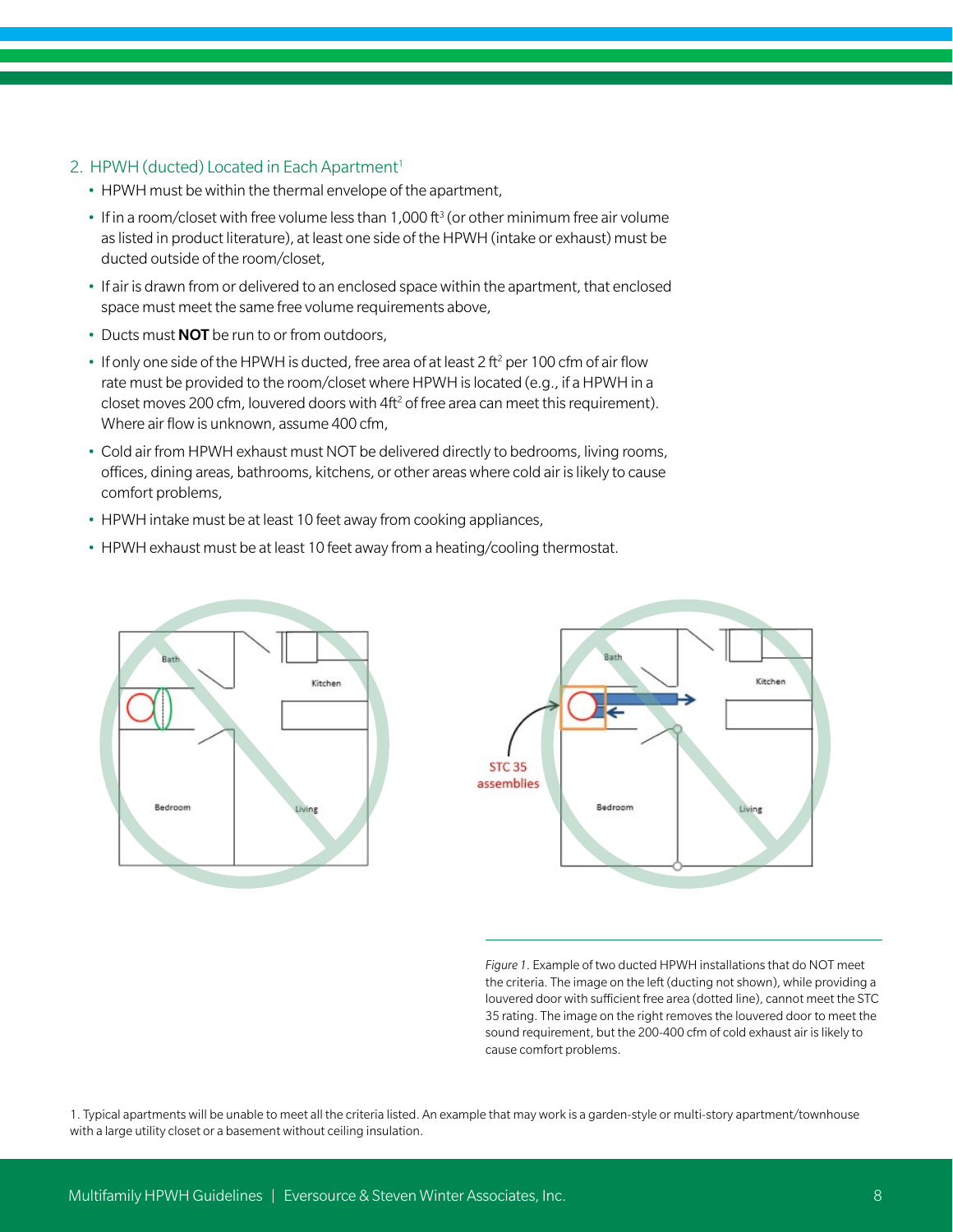## 2. HPWH (ducted) Located in Each Apartment[1]

- HPWH must be within the thermal envelope of the apartment,
- If in a room/closet with free volume less than 1,000 $ft^3$ (or other minimum free air volume as listed in product literature), at least one side of the HPWH (intake or exhaust) must be ducted outside of the room/closet,
- If air is drawn from or delivered to an enclosed space within the apartment, that enclosed space must meet the same free volume requirements above,
- Ducts must **NOT** be run to or from outdoors,
- If only one side of the HPWH is ducted, free area of at least 2 $ft^2$ per 100 cfm of air flow rate must be provided to the room/closet where HPWH is located (e.g., if a HPWH in a closet moves 200 cfm, louvered doors with 4$ft^2$ of free area can meet this requirement). Where air flow is unknown, assume 400 cfm,
- Cold air from HPWH exhaust must NOT be delivered directly to bedrooms, living rooms, offices, dining areas, bathrooms, kitchens, or other areas where cold air is likely to cause comfort problems,
- HPWH intake must be at least 10 feet away from cooking appliances,
- HPWH exhaust must be at least 10 feet away from a heating/cooling thermostat.

*Figure 1*. Example of two ducted HPWH installations that do NOT meet the criteria. The image on the left (ducting not shown), while providing a louvered door with sufficient free area (dotted line), cannot meet the STC 35 rating. The image on the right removes the louvered door to meet the sound requirement, but the 200-400 cfm of cold exhaust air is likely to cause comfort problems.

1. Typical apartments will be unable to meet all the criteria listed. An example that may work is a garden-style or multi-story apartment/townhouse with a large utility closet or a basement without ceiling insulation.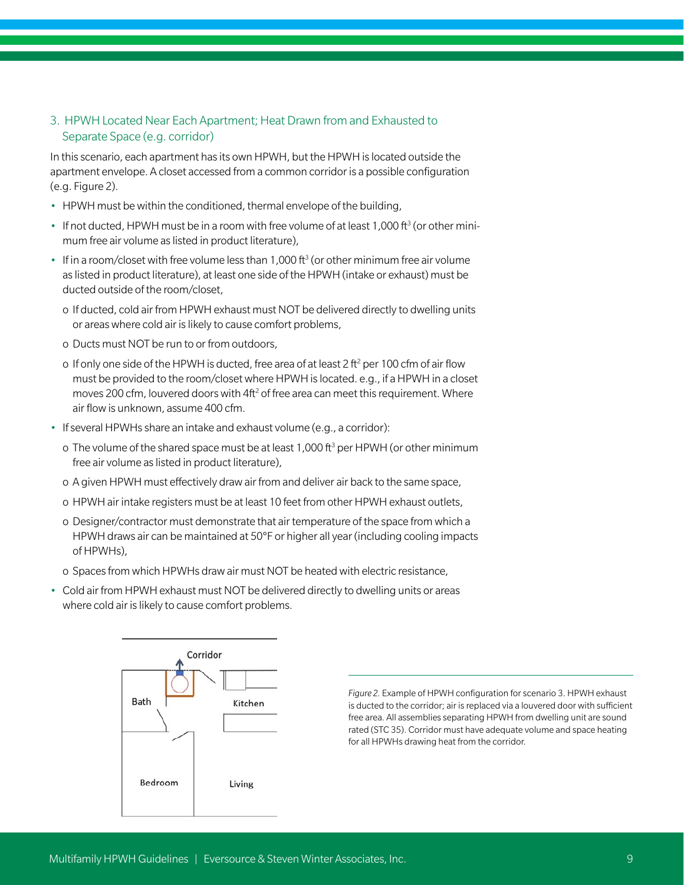### 3. HPWH Located Near Each Apartment; Heat Drawn from and Exhausted to Separate Space (e.g. corridor)

In this scenario, each apartment has its own HPWH, but the HPWH is located outside the apartment envelope. A closet accessed from a common corridor is a possible configuration (e.g. Figure 2).

- HPWH must be within the conditioned, thermal envelope of the building,
- If not ducted, HPWH must be in a room with free volume of at least 1,000 $ft^3$ (or other minimum free air volume as listed in product literature),
- If in a room/closet with free volume less than 1,000 $ft^3$ (or other minimum free air volume as listed in product literature), at least one side of the HPWH (intake or exhaust) must be ducted outside of the room/closet,
  - o If ducted, cold air from HPWH exhaust must NOT be delivered directly to dwelling units or areas where cold air is likely to cause comfort problems,
  - o Ducts must NOT be run to or from outdoors,
  - o If only one side of the HPWH is ducted, free area of at least 2 $ft^2$ per 100 cfm of air flow must be provided to the room/closet where HPWH is located. e.g., if a HPWH in a closet moves 200 cfm, louvered doors with 4$ft^2$ of free area can meet this requirement. Where air flow is unknown, assume 400 cfm.
- If several HPWHs share an intake and exhaust volume (e.g., a corridor):
  - o The volume of the shared space must be at least 1,000 $ft^3$ per HPWH (or other minimum free air volume as listed in product literature),
  - o A given HPWH must effectively draw air from and deliver air back to the same space,
  - o HPWH air intake registers must be at least 10 feet from other HPWH exhaust outlets,
  - o Designer/contractor must demonstrate that air temperature of the space from which a HPWH draws air can be maintained at 50°F or higher all year (including cooling impacts of HPWHs),
  - o Spaces from which HPWHs draw air must NOT be heated with electric resistance,
- Cold air from HPWH exhaust must NOT be delivered directly to dwelling units or areas where cold air is likely to cause comfort problems.

Corridor

Bath

Kitchen

Bedroom

Living

*Figure 2.* Example of HPWH configuration for scenario 3. HPWH exhaust is ducted to the corridor; air is replaced via a louvered door with sufficient free area. All assemblies separating HPWH from dwelling unit are sound rated (STC 35). Corridor must have adequate volume and space heating for all HPWHs drawing heat from the corridor.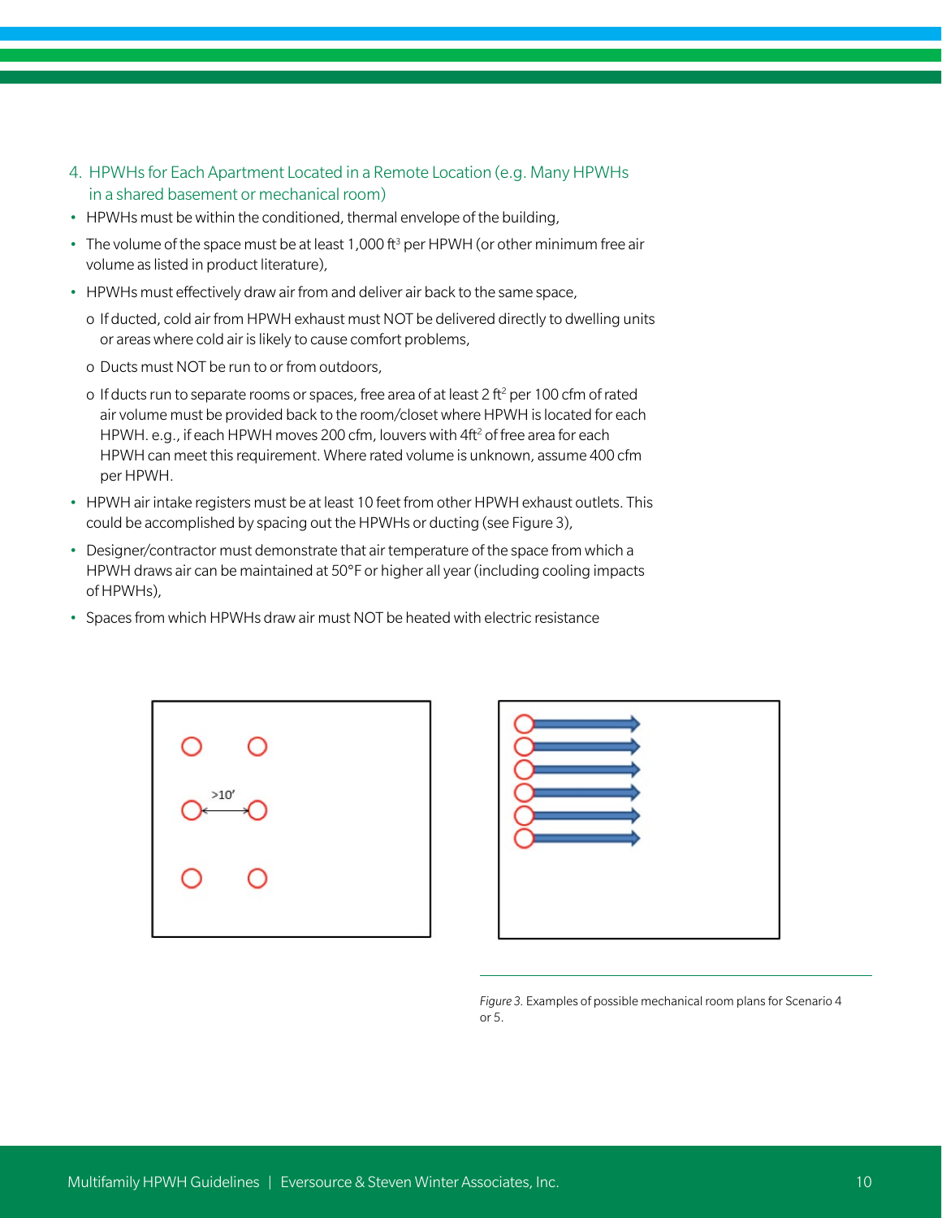## 4. HPWHs for Each Apartment Located in a Remote Location (e.g. Many HPWHs in a shared basement or mechanical room)

- HPWHs must be within the conditioned, thermal envelope of the building,
- The volume of the space must be at least 1,000 $ft^3$ per HPWH (or other minimum free air volume as listed in product literature),
- HPWHs must effectively draw air from and deliver air back to the same space,
  - o If ducted, cold air from HPWH exhaust must NOT be delivered directly to dwelling units or areas where cold air is likely to cause comfort problems,
  - o Ducts must NOT be run to or from outdoors,
  - o If ducts run to separate rooms or spaces, free area of at least 2 $ft^2$ per 100 cfm of rated air volume must be provided back to the room/closet where HPWH is located for each HPWH. e.g., if each HPWH moves 200 cfm, louvers with 4$ft^2$ of free area for each HPWH can meet this requirement. Where rated volume is unknown, assume 400 cfm per HPWH.
- HPWH air intake registers must be at least 10 feet from other HPWH exhaust outlets. This could be accomplished by spacing out the HPWHs or ducting (see Figure 3),
- Designer/contractor must demonstrate that air temperature of the space from which a HPWH draws air can be maintained at 50°F or higher all year (including cooling impacts of HPWHs),
- Spaces from which HPWHs draw air must NOT be heated with electric resistance

>10′

*Figure 3.* Examples of possible mechanical room plans for Scenario 4 or 5.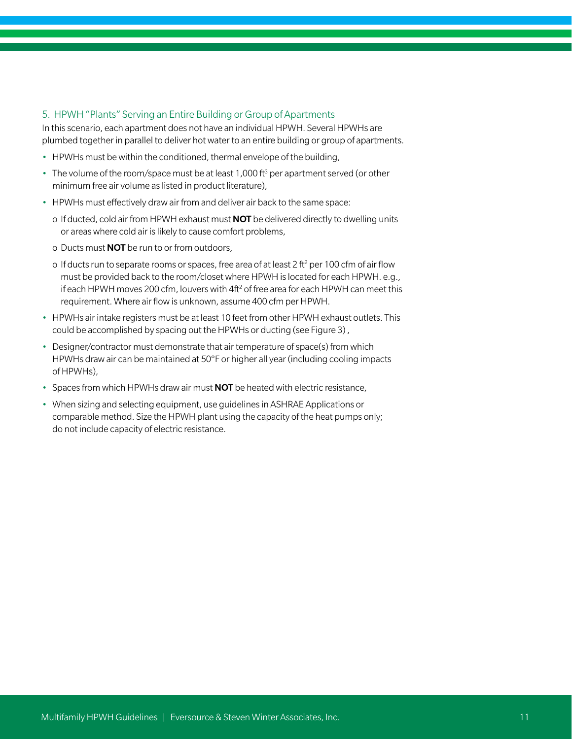### 5. HPWH "Plants" Serving an Entire Building or Group of Apartments

In this scenario, each apartment does not have an individual HPWH. Several HPWHs are plumbed together in parallel to deliver hot water to an entire building or group of apartments.

- HPWHs must be within the conditioned, thermal envelope of the building,
- The volume of the room/space must be at least 1,000 $ft^3$ per apartment served (or other minimum free air volume as listed in product literature),
- HPWHs must effectively draw air from and deliver air back to the same space:
  - If ducted, cold air from HPWH exhaust must **NOT** be delivered directly to dwelling units or areas where cold air is likely to cause comfort problems,
  - Ducts must **NOT** be run to or from outdoors,
  - If ducts run to separate rooms or spaces, free area of at least 2 $ft^2$ per 100 cfm of air flow must be provided back to the room/closet where HPWH is located for each HPWH. e.g., if each HPWH moves 200 cfm, louvers with 4$ft^2$ of free area for each HPWH can meet this requirement. Where air flow is unknown, assume 400 cfm per HPWH.
- HPWHs air intake registers must be at least 10 feet from other HPWH exhaust outlets. This could be accomplished by spacing out the HPWHs or ducting (see Figure 3) ,
- Designer/contractor must demonstrate that air temperature of space(s) from which HPWHs draw air can be maintained at 50°F or higher all year (including cooling impacts of HPWHs),
- Spaces from which HPWHs draw air must **NOT** be heated with electric resistance,
- When sizing and selecting equipment, use guidelines in ASHRAE Applications or comparable method. Size the HPWH plant using the capacity of the heat pumps only; do not include capacity of electric resistance.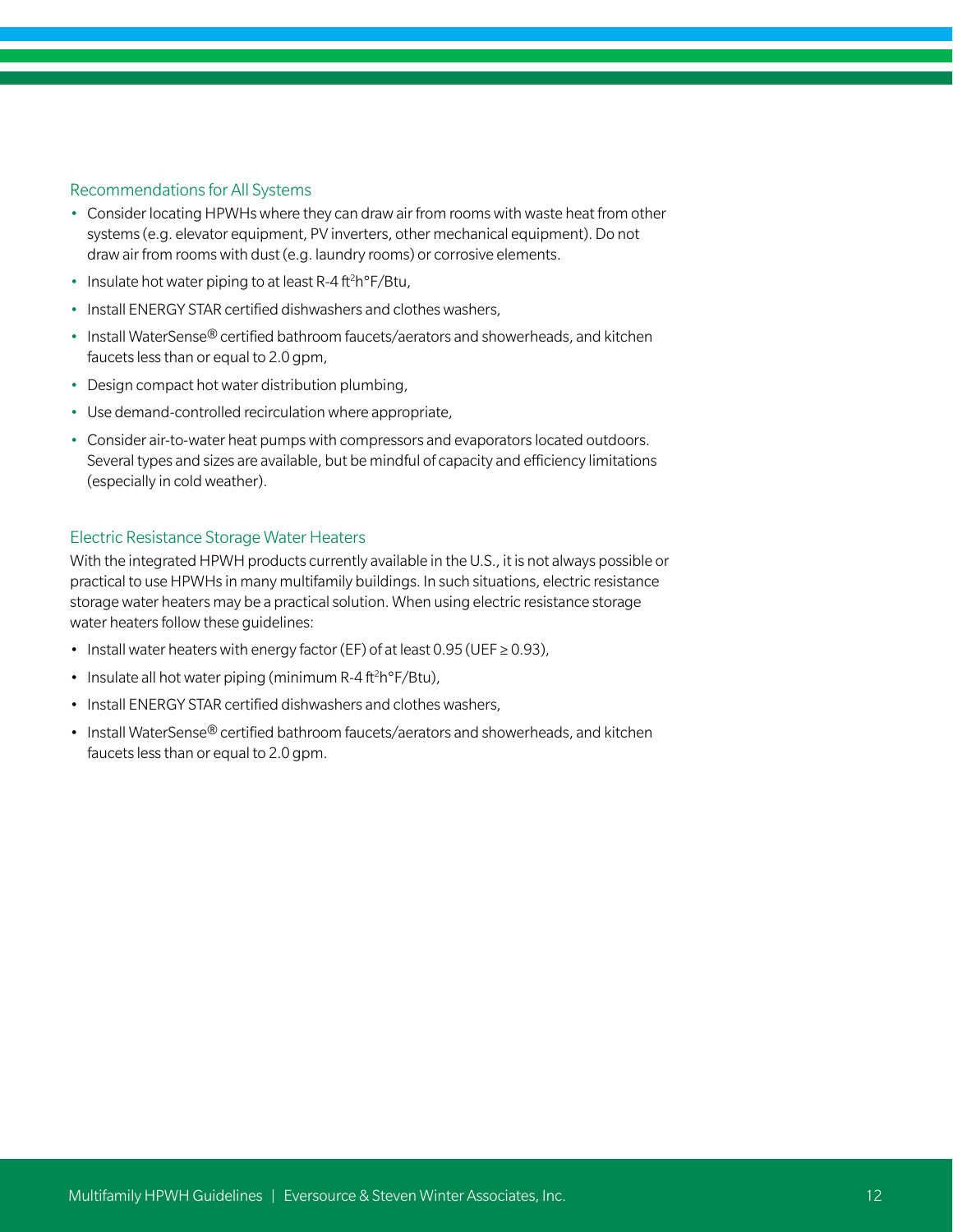### Recommendations for All Systems

- Consider locating HPWHs where they can draw air from rooms with waste heat from other systems (e.g. elevator equipment, PV inverters, other mechanical equipment). Do not draw air from rooms with dust (e.g. laundry rooms) or corrosive elements.
- Insulate hot water piping to at least R-4 $ft^2h°F/Btu$,
- Install ENERGY STAR certified dishwashers and clothes washers,
- Install WaterSense® certified bathroom faucets/aerators and showerheads, and kitchen faucets less than or equal to 2.0 gpm,
- Design compact hot water distribution plumbing,
- Use demand-controlled recirculation where appropriate,
- Consider air-to-water heat pumps with compressors and evaporators located outdoors. Several types and sizes are available, but be mindful of capacity and efficiency limitations (especially in cold weather).

### Electric Resistance Storage Water Heaters

With the integrated HPWH products currently available in the U.S., it is not always possible or practical to use HPWHs in many multifamily buildings. In such situations, electric resistance storage water heaters may be a practical solution. When using electric resistance storage water heaters follow these guidelines:

- Install water heaters with energy factor (EF) of at least 0.95 (UEF ≥ 0.93),
- Insulate all hot water piping (minimum R-4 $ft^2h°F/Btu$),
- Install ENERGY STAR certified dishwashers and clothes washers,
- Install WaterSense® certified bathroom faucets/aerators and showerheads, and kitchen faucets less than or equal to 2.0 gpm.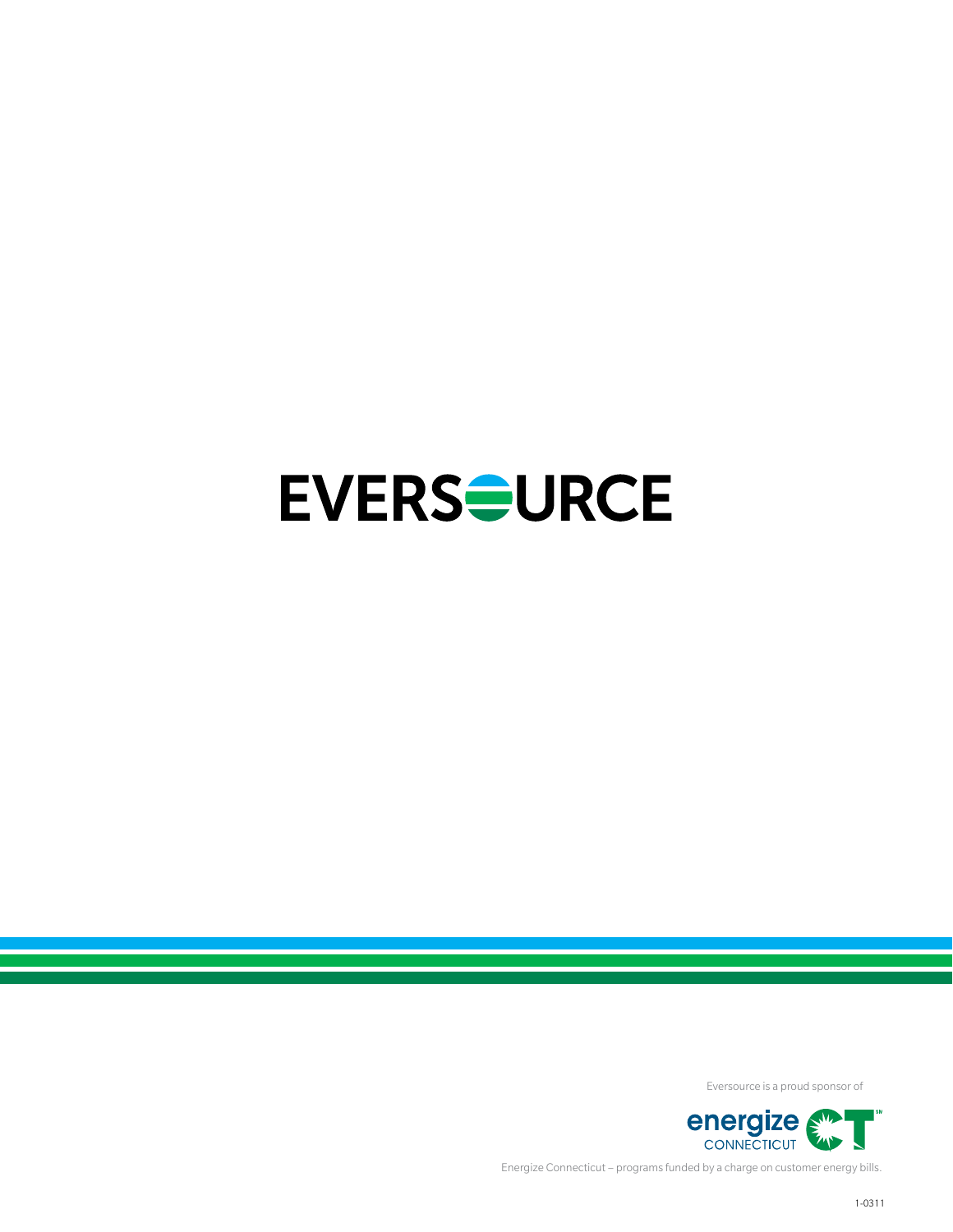EVERSOURCE

Eversource is a proud sponsor of

energize CONNECTICUT

Energize Connecticut – programs funded by a charge on customer energy bills.

1-0311